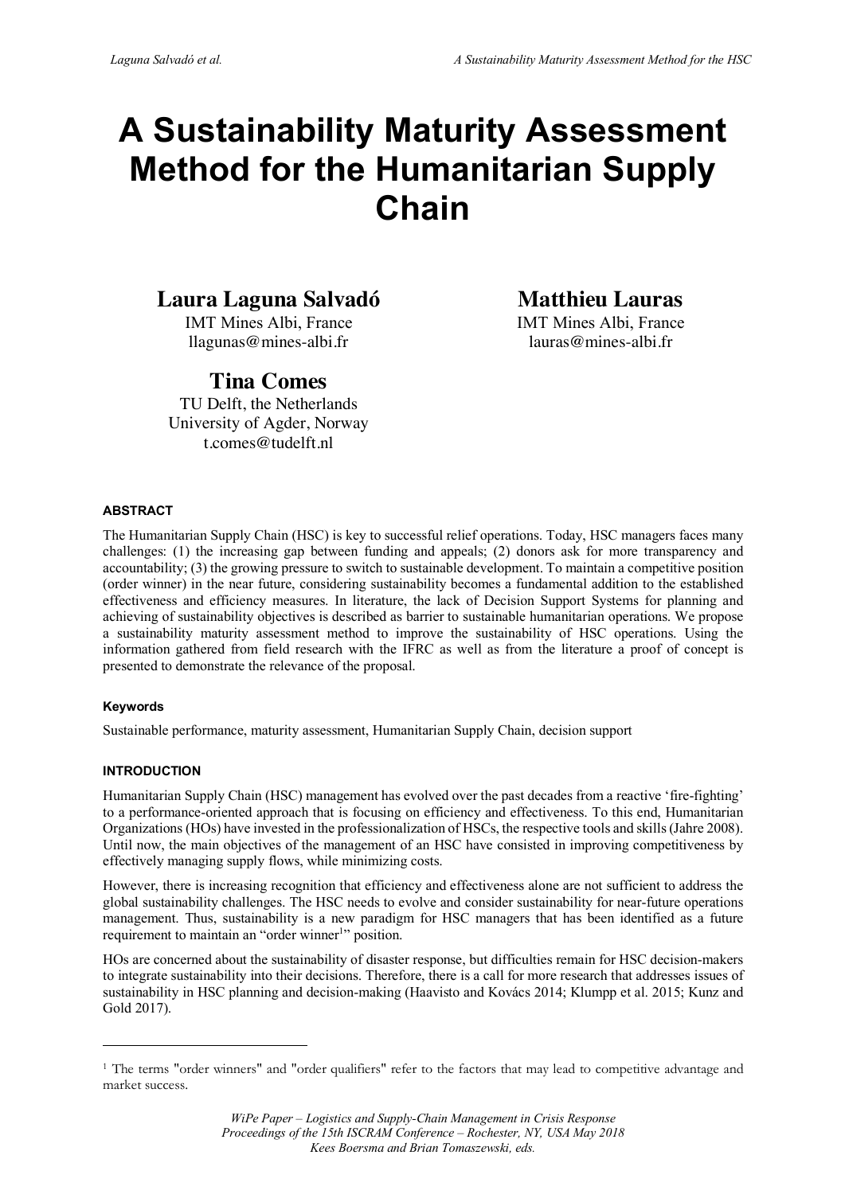# A Sustainability Maturity Assessment Method for the Humanitarian Supply Chain

**Laura Laguna Salvadó**
IMT Mines Albi, France
llagunas@mines-albi.fr

**Matthieu Lauras**
IMT Mines Albi, France
lauras@mines-albi.fr

**Tina Comes**
TU Delft, the Netherlands
University of Agder, Norway
t.comes@tudelft.nl

## ABSTRACT

The Humanitarian Supply Chain (HSC) is key to successful relief operations. Today, HSC managers faces many challenges: (1) the increasing gap between funding and appeals; (2) donors ask for more transparency and accountability; (3) the growing pressure to switch to sustainable development. To maintain a competitive position (order winner) in the near future, considering sustainability becomes a fundamental addition to the established effectiveness and efficiency measures. In literature, the lack of Decision Support Systems for planning and achieving of sustainability objectives is described as barrier to sustainable humanitarian operations. We propose a sustainability maturity assessment method to improve the sustainability of HSC operations. Using the information gathered from field research with the IFRC as well as from the literature a proof of concept is presented to demonstrate the relevance of the proposal.

### Keywords

Sustainable performance, maturity assessment, Humanitarian Supply Chain, decision support

## INTRODUCTION

Humanitarian Supply Chain (HSC) management has evolved over the past decades from a reactive 'fire-fighting' to a performance-oriented approach that is focusing on efficiency and effectiveness. To this end, Humanitarian Organizations (HOs) have invested in the professionalization of HSCs, the respective tools and skills (Jahre 2008). Until now, the main objectives of the management of an HSC have consisted in improving competitiveness by effectively managing supply flows, while minimizing costs.

However, there is increasing recognition that efficiency and effectiveness alone are not sufficient to address the global sustainability challenges. The HSC needs to evolve and consider sustainability for near-future operations management. Thus, sustainability is a new paradigm for HSC managers that has been identified as a future requirement to maintain an "order winner[1]" position.

HOs are concerned about the sustainability of disaster response, but difficulties remain for HSC decision-makers to integrate sustainability into their decisions. Therefore, there is a call for more research that addresses issues of sustainability in HSC planning and decision-making (Haavisto and Kovács 2014; Klumpp et al. 2015; Kunz and Gold 2017).

---

[1] The terms "order winners" and "order qualifiers" refer to the factors that may lead to competitive advantage and market success.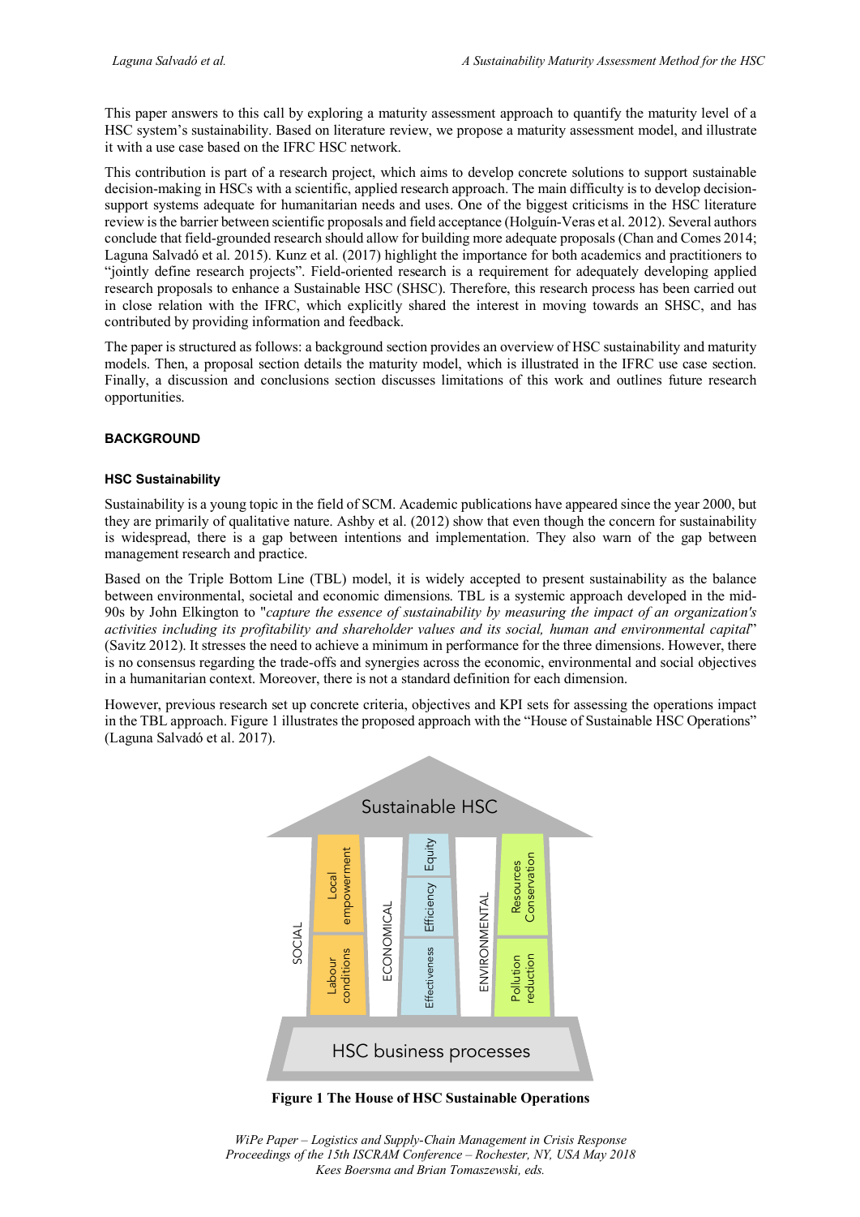This paper answers to this call by exploring a maturity assessment approach to quantify the maturity level of a HSC system's sustainability. Based on literature review, we propose a maturity assessment model, and illustrate it with a use case based on the IFRC HSC network.

This contribution is part of a research project, which aims to develop concrete solutions to support sustainable decision-making in HSCs with a scientific, applied research approach. The main difficulty is to develop decision-support systems adequate for humanitarian needs and uses. One of the biggest criticisms in the HSC literature review is the barrier between scientific proposals and field acceptance (Holguín-Veras et al. 2012). Several authors conclude that field-grounded research should allow for building more adequate proposals (Chan and Comes 2014; Laguna Salvadó et al. 2015). Kunz et al. (2017) highlight the importance for both academics and practitioners to "jointly define research projects". Field-oriented research is a requirement for adequately developing applied research proposals to enhance a Sustainable HSC (SHSC). Therefore, this research process has been carried out in close relation with the IFRC, which explicitly shared the interest in moving towards an SHSC, and has contributed by providing information and feedback.

The paper is structured as follows: a background section provides an overview of HSC sustainability and maturity models. Then, a proposal section details the maturity model, which is illustrated in the IFRC use case section. Finally, a discussion and conclusions section discusses limitations of this work and outlines future research opportunities.

## BACKGROUND

### HSC Sustainability

Sustainability is a young topic in the field of SCM. Academic publications have appeared since the year 2000, but they are primarily of qualitative nature. Ashby et al. (2012) show that even though the concern for sustainability is widespread, there is a gap between intentions and implementation. They also warn of the gap between management research and practice.

Based on the Triple Bottom Line (TBL) model, it is widely accepted to present sustainability as the balance between environmental, societal and economic dimensions. TBL is a systemic approach developed in the mid-90s by John Elkington to "*capture the essence of sustainability by measuring the impact of an organization's activities including its profitability and shareholder values and its social, human and environmental capital*" (Savitz 2012). It stresses the need to achieve a minimum in performance for the three dimensions. However, there is no consensus regarding the trade-offs and synergies across the economic, environmental and social objectives in a humanitarian context. Moreover, there is not a standard definition for each dimension.

However, previous research set up concrete criteria, objectives and KPI sets for assessing the operations impact in the TBL approach. Figure 1 illustrates the proposed approach with the "House of Sustainable HSC Operations" (Laguna Salvadó et al. 2017).

Sustainable HSC

| SOCIAL | ECONOMICAL | ENVIRONMENTAL |
|---|---|---|
| Local empowerment | Equity | Resources Conservation |
| Labour conditions | Efficiency | Pollution reduction |
| | Effectiveness | |

HSC business processes

**Figure 1 The House of HSC Sustainable Operations**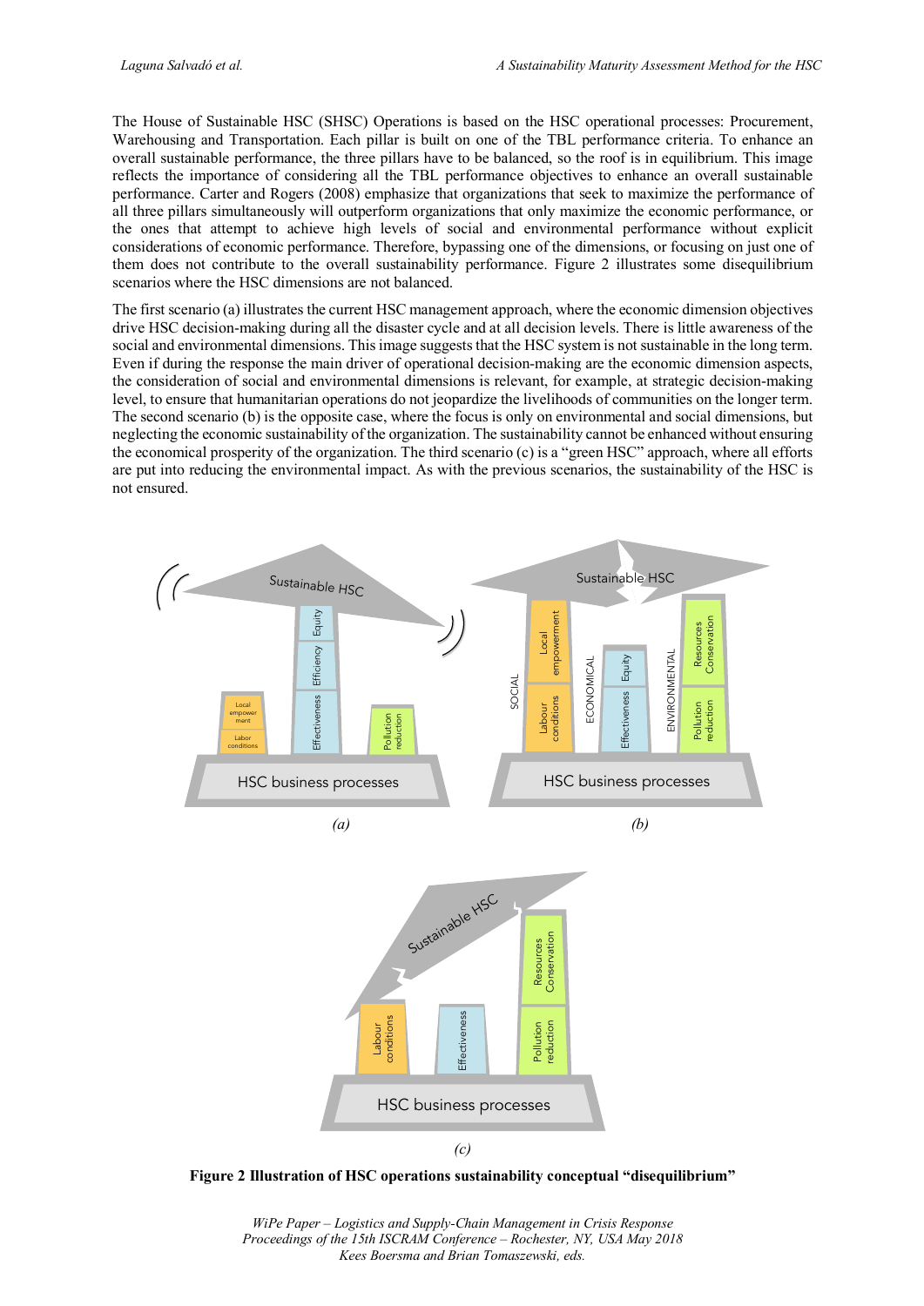The House of Sustainable HSC (SHSC) Operations is based on the HSC operational processes: Procurement, Warehousing and Transportation. Each pillar is built on one of the TBL performance criteria. To enhance an overall sustainable performance, the three pillars have to be balanced, so the roof is in equilibrium. This image reflects the importance of considering all the TBL performance objectives to enhance an overall sustainable performance. Carter and Rogers (2008) emphasize that organizations that seek to maximize the performance of all three pillars simultaneously will outperform organizations that only maximize the economic performance, or the ones that attempt to achieve high levels of social and environmental performance without explicit considerations of economic performance. Therefore, bypassing one of the dimensions, or focusing on just one of them does not contribute to the overall sustainability performance. Figure 2 illustrates some disequilibrium scenarios where the HSC dimensions are not balanced.

The first scenario (a) illustrates the current HSC management approach, where the economic dimension objectives drive HSC decision-making during all the disaster cycle and at all decision levels. There is little awareness of the social and environmental dimensions. This image suggests that the HSC system is not sustainable in the long term. Even if during the response the main driver of operational decision-making are the economic dimension aspects, the consideration of social and environmental dimensions is relevant, for example, at strategic decision-making level, to ensure that humanitarian operations do not jeopardize the livelihoods of communities on the longer term. The second scenario (b) is the opposite case, where the focus is only on environmental and social dimensions, but neglecting the economic sustainability of the organization. The sustainability cannot be enhanced without ensuring the economical prosperity of the organization. The third scenario (c) is a "green HSC" approach, where all efforts are put into reducing the environmental impact. As with the previous scenarios, the sustainability of the HSC is not ensured.

*(a)* *(b)*

*(c)*

**Figure 2 Illustration of HSC operations sustainability conceptual "disequilibrium"**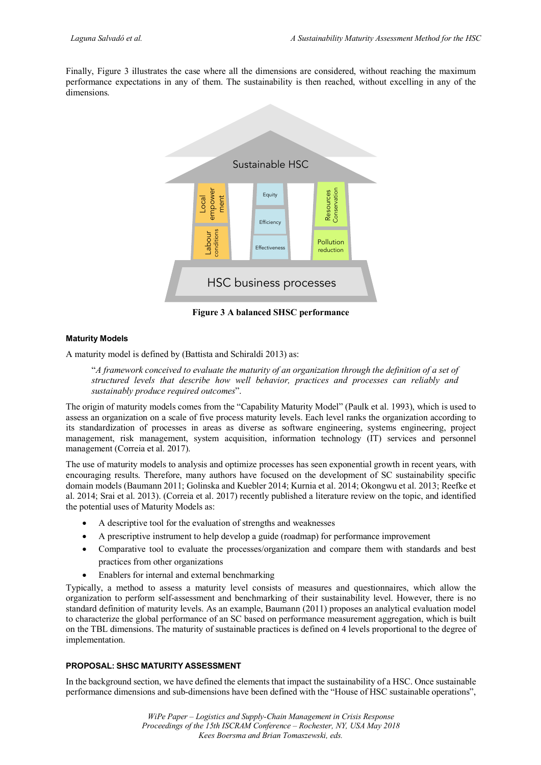Finally, Figure 3 illustrates the case where all the dimensions are considered, without reaching the maximum performance expectations in any of them. The sustainability is then reached, without excelling in any of the dimensions.

**Figure 3 A balanced SHSC performance**

#### Maturity Models

A maturity model is defined by (Battista and Schiraldi 2013) as:

> "*A framework conceived to evaluate the maturity of an organization through the definition of a set of structured levels that describe how well behavior, practices and processes can reliably and sustainably produce required outcomes*".

The origin of maturity models comes from the "Capability Maturity Model" (Paulk et al. 1993), which is used to assess an organization on a scale of five process maturity levels. Each level ranks the organization according to its standardization of processes in areas as diverse as software engineering, systems engineering, project management, risk management, system acquisition, information technology (IT) services and personnel management (Correia et al. 2017).

The use of maturity models to analysis and optimize processes has seen exponential growth in recent years, with encouraging results. Therefore, many authors have focused on the development of SC sustainability specific domain models (Baumann 2011; Golinska and Kuebler 2014; Kurnia et al. 2014; Okongwu et al. 2013; Reefke et al. 2014; Srai et al. 2013). (Correia et al. 2017) recently published a literature review on the topic, and identified the potential uses of Maturity Models as:

- A descriptive tool for the evaluation of strengths and weaknesses
- A prescriptive instrument to help develop a guide (roadmap) for performance improvement
- Comparative tool to evaluate the processes/organization and compare them with standards and best practices from other organizations
- Enablers for internal and external benchmarking

Typically, a method to assess a maturity level consists of measures and questionnaires, which allow the organization to perform self-assessment and benchmarking of their sustainability level. However, there is no standard definition of maturity levels. As an example, Baumann (2011) proposes an analytical evaluation model to characterize the global performance of an SC based on performance measurement aggregation, which is built on the TBL dimensions. The maturity of sustainable practices is defined on 4 levels proportional to the degree of implementation.

### PROPOSAL: SHSC MATURITY ASSESSMENT

In the background section, we have defined the elements that impact the sustainability of a HSC. Once sustainable performance dimensions and sub-dimensions have been defined with the "House of HSC sustainable operations",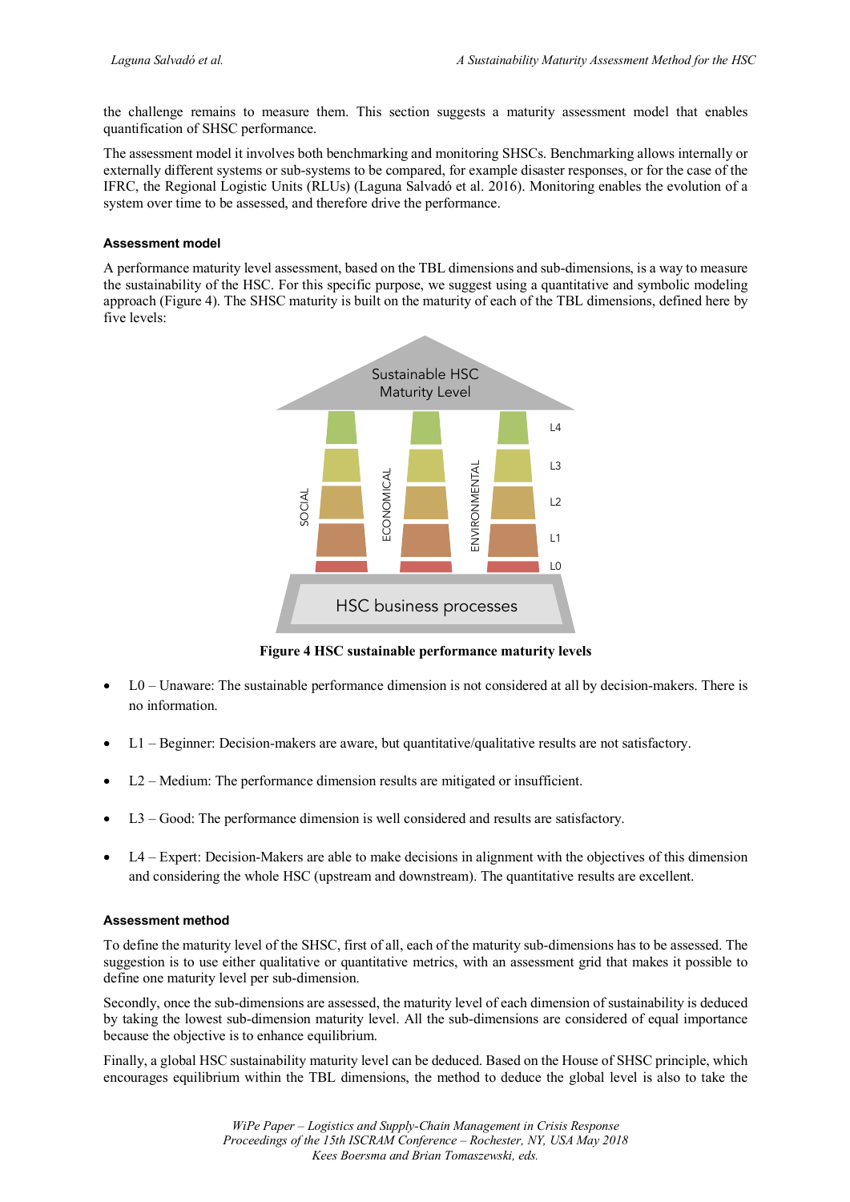the challenge remains to measure them. This section suggests a maturity assessment model that enables quantification of SHSC performance.

The assessment model it involves both benchmarking and monitoring SHSCs. Benchmarking allows internally or externally different systems or sub-systems to be compared, for example disaster responses, or for the case of the IFRC, the Regional Logistic Units (RLUs) (Laguna Salvadó et al. 2016). Monitoring enables the evolution of a system over time to be assessed, and therefore drive the performance.

#### Assessment model

A performance maturity level assessment, based on the TBL dimensions and sub-dimensions, is a way to measure the sustainability of the HSC. For this specific purpose, we suggest using a quantitative and symbolic modeling approach (Figure 4). The SHSC maturity is built on the maturity of each of the TBL dimensions, defined here by five levels:

**Figure 4 HSC sustainable performance maturity levels**

- L0 – Unaware: The sustainable performance dimension is not considered at all by decision-makers. There is no information.
- L1 – Beginner: Decision-makers are aware, but quantitative/qualitative results are not satisfactory.
- L2 – Medium: The performance dimension results are mitigated or insufficient.
- L3 – Good: The performance dimension is well considered and results are satisfactory.
- L4 – Expert: Decision-Makers are able to make decisions in alignment with the objectives of this dimension and considering the whole HSC (upstream and downstream). The quantitative results are excellent.

#### Assessment method

To define the maturity level of the SHSC, first of all, each of the maturity sub-dimensions has to be assessed. The suggestion is to use either qualitative or quantitative metrics, with an assessment grid that makes it possible to define one maturity level per sub-dimension.

Secondly, once the sub-dimensions are assessed, the maturity level of each dimension of sustainability is deduced by taking the lowest sub-dimension maturity level. All the sub-dimensions are considered of equal importance because the objective is to enhance equilibrium.

Finally, a global HSC sustainability maturity level can be deduced. Based on the House of SHSC principle, which encourages equilibrium within the TBL dimensions, the method to deduce the global level is also to take the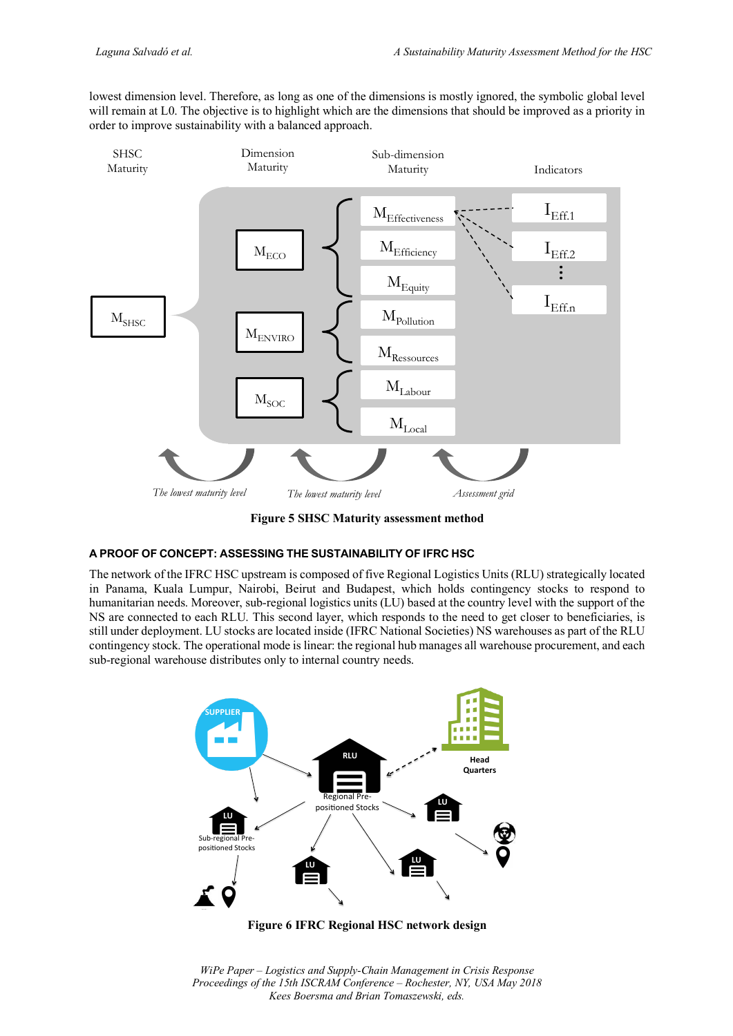lowest dimension level. Therefore, as long as one of the dimensions is mostly ignored, the symbolic global level will remain at L0. The objective is to highlight which are the dimensions that should be improved as a priority in order to improve sustainability with a balanced approach.

**Figure 5 SHSC Maturity assessment method**

### A PROOF OF CONCEPT: ASSESSING THE SUSTAINABILITY OF IFRC HSC

The network of the IFRC HSC upstream is composed of five Regional Logistics Units (RLU) strategically located in Panama, Kuala Lumpur, Nairobi, Beirut and Budapest, which holds contingency stocks to respond to humanitarian needs. Moreover, sub-regional logistics units (LU) based at the country level with the support of the NS are connected to each RLU. This second layer, which responds to the need to get closer to beneficiaries, is still under deployment. LU stocks are located inside (IFRC National Societies) NS warehouses as part of the RLU contingency stock. The operational mode is linear: the regional hub manages all warehouse procurement, and each sub-regional warehouse distributes only to internal country needs.

**Figure 6 IFRC Regional HSC network design**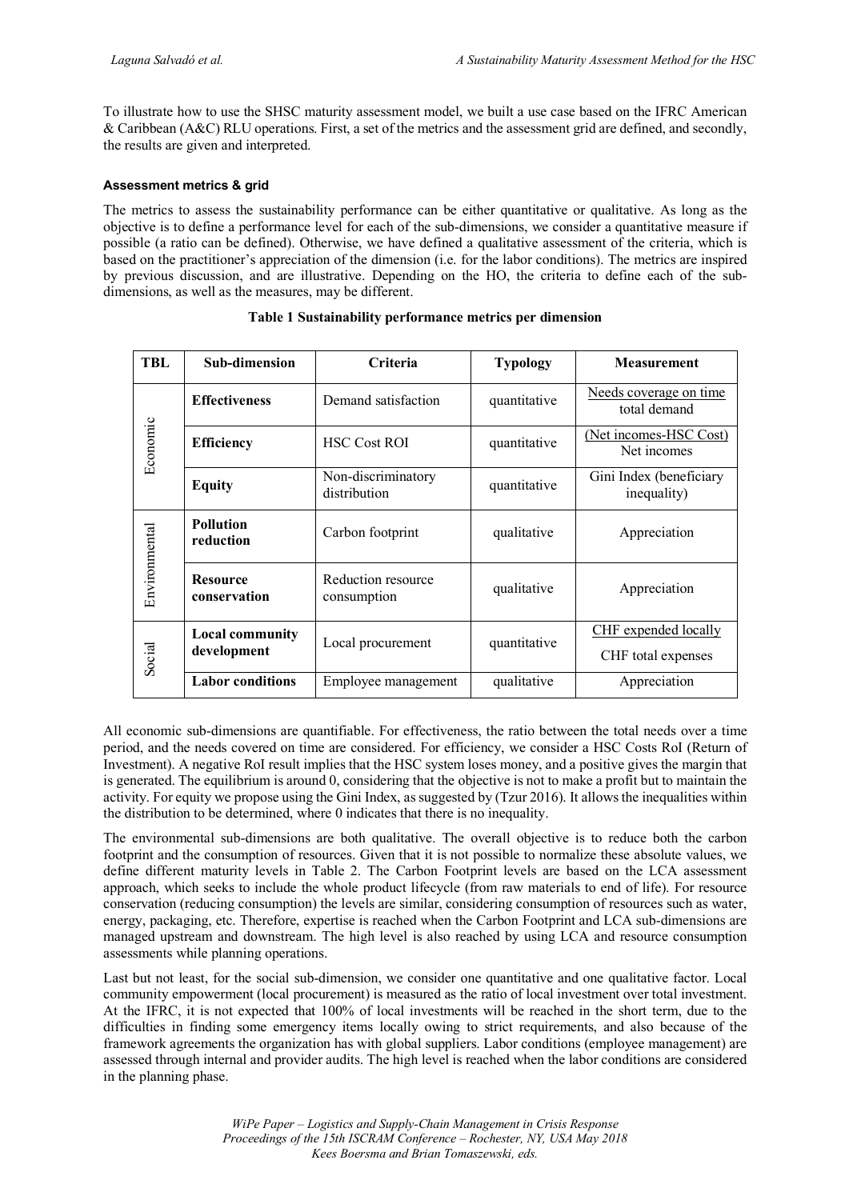To illustrate how to use the SHSC maturity assessment model, we built a use case based on the IFRC American & Caribbean (A&C) RLU operations. First, a set of the metrics and the assessment grid are defined, and secondly, the results are given and interpreted.

#### Assessment metrics & grid

The metrics to assess the sustainability performance can be either quantitative or qualitative. As long as the objective is to define a performance level for each of the sub-dimensions, we consider a quantitative measure if possible (a ratio can be defined). Otherwise, we have defined a qualitative assessment of the criteria, which is based on the practitioner's appreciation of the dimension (i.e. for the labor conditions). The metrics are inspired by previous discussion, and are illustrative. Depending on the HO, the criteria to define each of the sub-dimensions, as well as the measures, may be different.

**Table 1 Sustainability performance metrics per dimension**

| TBL | Sub-dimension | Criteria | Typology | Measurement |
|---|---|---|---|---|
| Economic | **Effectiveness** | Demand satisfaction | quantitative | $\frac{\text{Needs coverage on time}}{\text{total demand}}$ |
| | **Efficiency** | HSC Cost ROI | quantitative | $\frac{\text{(Net incomes-HSC Cost)}}{\text{Net incomes}}$ |
| | **Equity** | Non-discriminatory distribution | quantitative | Gini Index (beneficiary inequality) |
| Environmental | **Pollution reduction** | Carbon footprint | qualitative | Appreciation |
| | **Resource conservation** | Reduction resource consumption | qualitative | Appreciation |
| Social | **Local community development** | Local procurement | quantitative | $\frac{\text{CHF expended locally}}{\text{CHF total expenses}}$ |
| | **Labor conditions** | Employee management | qualitative | Appreciation |

All economic sub-dimensions are quantifiable. For effectiveness, the ratio between the total needs over a time period, and the needs covered on time are considered. For efficiency, we consider a HSC Costs RoI (Return of Investment). A negative RoI result implies that the HSC system loses money, and a positive gives the margin that is generated. The equilibrium is around 0, considering that the objective is not to make a profit but to maintain the activity. For equity we propose using the Gini Index, as suggested by (Tzur 2016). It allows the inequalities within the distribution to be determined, where 0 indicates that there is no inequality.

The environmental sub-dimensions are both qualitative. The overall objective is to reduce both the carbon footprint and the consumption of resources. Given that it is not possible to normalize these absolute values, we define different maturity levels in Table 2. The Carbon Footprint levels are based on the LCA assessment approach, which seeks to include the whole product lifecycle (from raw materials to end of life). For resource conservation (reducing consumption) the levels are similar, considering consumption of resources such as water, energy, packaging, etc. Therefore, expertise is reached when the Carbon Footprint and LCA sub-dimensions are managed upstream and downstream. The high level is also reached by using LCA and resource consumption assessments while planning operations.

Last but not least, for the social sub-dimension, we consider one quantitative and one qualitative factor. Local community empowerment (local procurement) is measured as the ratio of local investment over total investment. At the IFRC, it is not expected that 100% of local investments will be reached in the short term, due to the difficulties in finding some emergency items locally owing to strict requirements, and also because of the framework agreements the organization has with global suppliers. Labor conditions (employee management) are assessed through internal and provider audits. The high level is reached when the labor conditions are considered in the planning phase.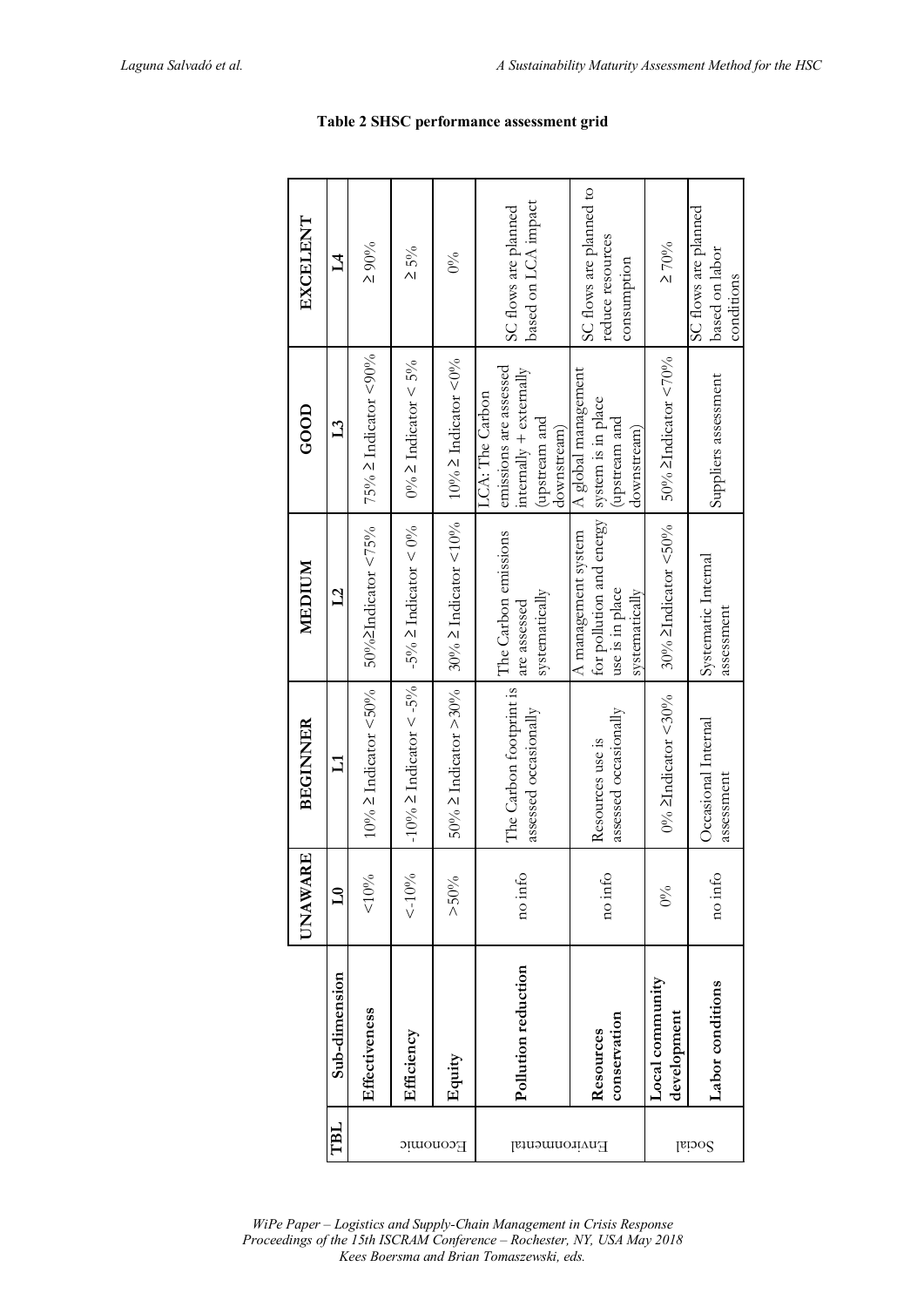**Table 2 SHSC performance assessment grid**

| TBL | Sub-dimension | UNAWARE | BEGINNER | MEDIUM | GOOD | EXCELENT |
|---|---|---|---|---|---|---|
| | | L0 | L1 | L2 | L3 | L4 |
| Economic | Effectiveness | <10% | 10% ≥ Indicator <50% | 50%≥Indicator <75% | 75% ≥ Indicator <90% | ≥ 90% |
| | Efficiency | <-10% | -10% ≥ Indicator < -5% | -5% ≥ Indicator < 0% | 0% ≥ Indicator < 5% | ≥ 5% |
| | Equity | >50% | 50% ≥ Indicator >30% | 30% ≥ Indicator <10% | 10% ≥ Indicator <0% | 0% |
| Environmental | Pollution reduction | no info | The Carbon footprint is assessed occasionally | The Carbon emissions are assessed systematically | LCA: The Carbon emissions are assessed internally + externally (upstream and downstream) | SC flows are planned based on LCA impact |
| | Resources conservation | no info | Resources use is assessed occasionally | A management system for pollution and energy use is in place systematically | A global management system is in place (upstream and downstream) | SC flows are planned to reduce resources consumption |
| Social | Local community development | 0% | 0% ≥Indicator <30% | 30% ≥Indicator <50% | 50% ≥Indicator <70% | ≥ 70% |
| | Labor conditions | no info | Occasional Internal assessment | Systematic Internal assessment | Suppliers assessment | SC flows are planned based on labor conditions |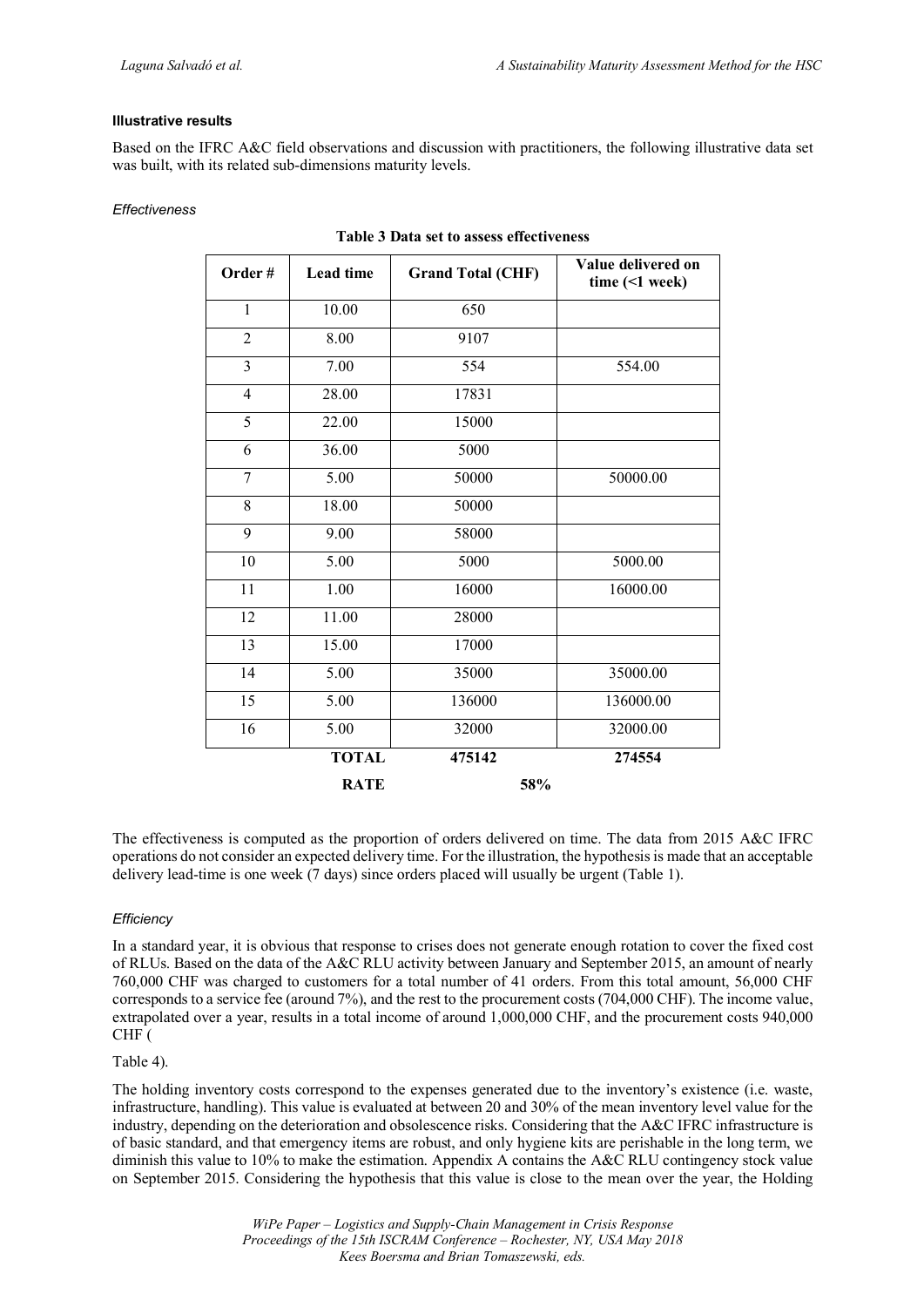#### Illustrative results

Based on the IFRC A&C field observations and discussion with practitioners, the following illustrative data set was built, with its related sub-dimensions maturity levels.

*Effectiveness*

**Table 3 Data set to assess effectiveness**

| Order # | Lead time | Grand Total (CHF) | Value delivered on time (<1 week) |
|---|---|---|---|
| 1 | 10.00 | 650 | |
| 2 | 8.00 | 9107 | |
| 3 | 7.00 | 554 | 554.00 |
| 4 | 28.00 | 17831 | |
| 5 | 22.00 | 15000 | |
| 6 | 36.00 | 5000 | |
| 7 | 5.00 | 50000 | 50000.00 |
| 8 | 18.00 | 50000 | |
| 9 | 9.00 | 58000 | |
| 10 | 5.00 | 5000 | 5000.00 |
| 11 | 1.00 | 16000 | 16000.00 |
| 12 | 11.00 | 28000 | |
| 13 | 15.00 | 17000 | |
| 14 | 5.00 | 35000 | 35000.00 |
| 15 | 5.00 | 136000 | 136000.00 |
| 16 | 5.00 | 32000 | 32000.00 |
| | **TOTAL** | **475142** | **274554** |
| | **RATE** | **58%** | |

The effectiveness is computed as the proportion of orders delivered on time. The data from 2015 A&C IFRC operations do not consider an expected delivery time. For the illustration, the hypothesis is made that an acceptable delivery lead-time is one week (7 days) since orders placed will usually be urgent (Table 1).

*Efficiency*

In a standard year, it is obvious that response to crises does not generate enough rotation to cover the fixed cost of RLUs. Based on the data of the A&C RLU activity between January and September 2015, an amount of nearly 760,000 CHF was charged to customers for a total number of 41 orders. From this total amount, 56,000 CHF corresponds to a service fee (around 7%), and the rest to the procurement costs (704,000 CHF). The income value, extrapolated over a year, results in a total income of around 1,000,000 CHF, and the procurement costs 940,000 CHF (

Table 4).

The holding inventory costs correspond to the expenses generated due to the inventory's existence (i.e. waste, infrastructure, handling). This value is evaluated at between 20 and 30% of the mean inventory level value for the industry, depending on the deterioration and obsolescence risks. Considering that the A&C IFRC infrastructure is of basic standard, and that emergency items are robust, and only hygiene kits are perishable in the long term, we diminish this value to 10% to make the estimation. Appendix A contains the A&C RLU contingency stock value on September 2015. Considering the hypothesis that this value is close to the mean over the year, the Holding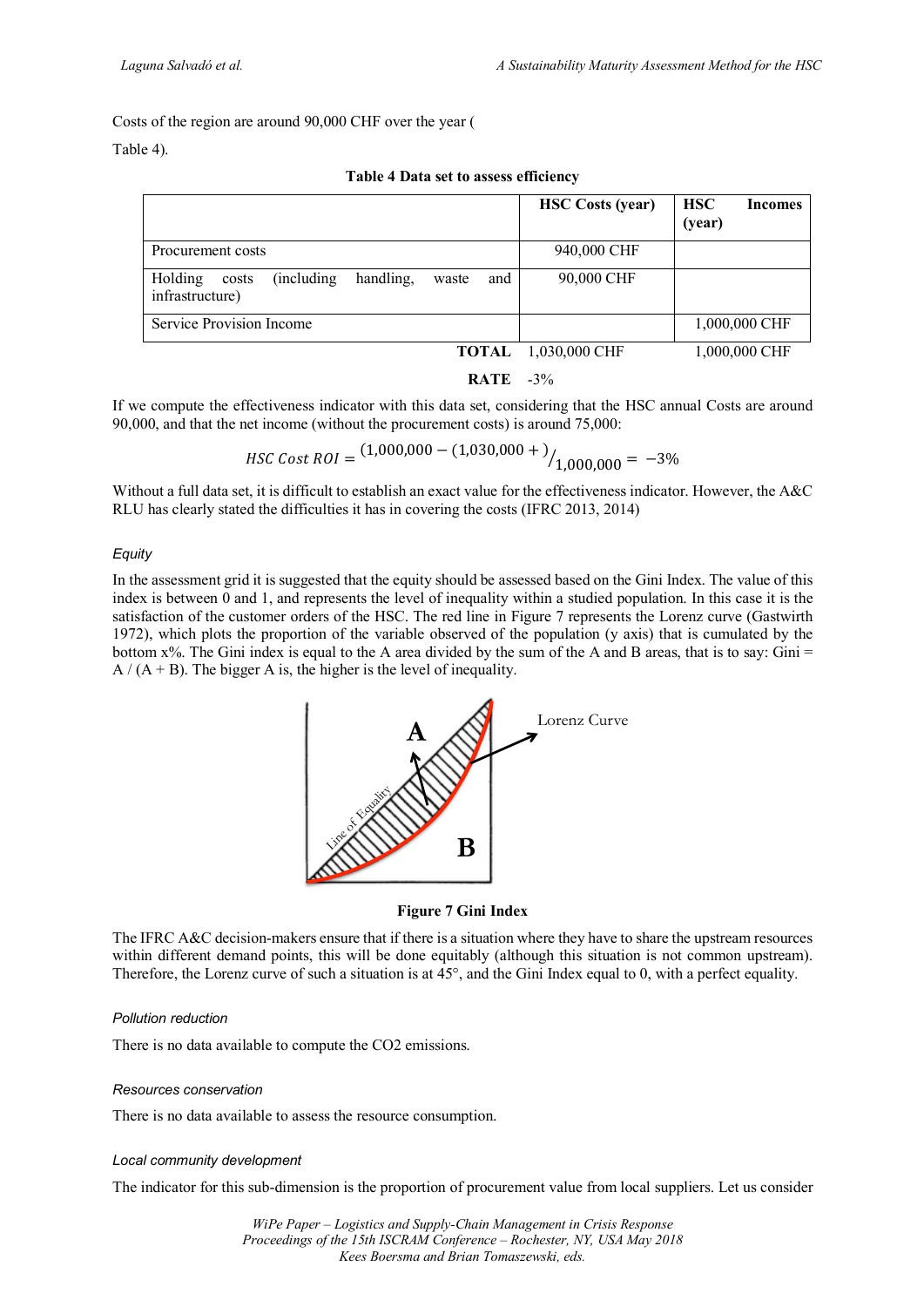Costs of the region are around 90,000 CHF over the year (

Table 4).

**Table 4 Data set to assess efficiency**

| | HSC Costs (year) | HSC Incomes (year) |
|---|---|---|
| Procurement costs | 940,000 CHF | |
| Holding costs (including handling, waste and infrastructure) | 90,000 CHF | |
| Service Provision Income | | 1,000,000 CHF |
| **TOTAL** | 1,030,000 CHF | 1,000,000 CHF |
| **RATE** | -3% | |

If we compute the effectiveness indicator with this data set, considering that the HSC annual Costs are around 90,000, and that the net income (without the procurement costs) is around 75,000:

$$HSC\ Cost\ ROI = {}^{(1{,}000{,}000 - (1{,}030{,}000 + )}/_{1{,}000{,}000} = -3\%$$

Without a full data set, it is difficult to establish an exact value for the effectiveness indicator. However, the A&C RLU has clearly stated the difficulties it has in covering the costs (IFRC 2013, 2014)

*Equity*

In the assessment grid it is suggested that the equity should be assessed based on the Gini Index. The value of this index is between 0 and 1, and represents the level of inequality within a studied population. In this case it is the satisfaction of the customer orders of the HSC. The red line in Figure 7 represents the Lorenz curve (Gastwirth 1972), which plots the proportion of the variable observed of the population (y axis) that is cumulated by the bottom x%. The Gini index is equal to the A area divided by the sum of the A and B areas, that is to say: Gini = A / (A + B). The bigger A is, the higher is the level of inequality.

**Figure 7 Gini Index**

The IFRC A&C decision-makers ensure that if there is a situation where they have to share the upstream resources within different demand points, this will be done equitably (although this situation is not common upstream). Therefore, the Lorenz curve of such a situation is at 45°, and the Gini Index equal to 0, with a perfect equality.

*Pollution reduction*

There is no data available to compute the CO2 emissions.

*Resources conservation*

There is no data available to assess the resource consumption.

*Local community development*

The indicator for this sub-dimension is the proportion of procurement value from local suppliers. Let us consider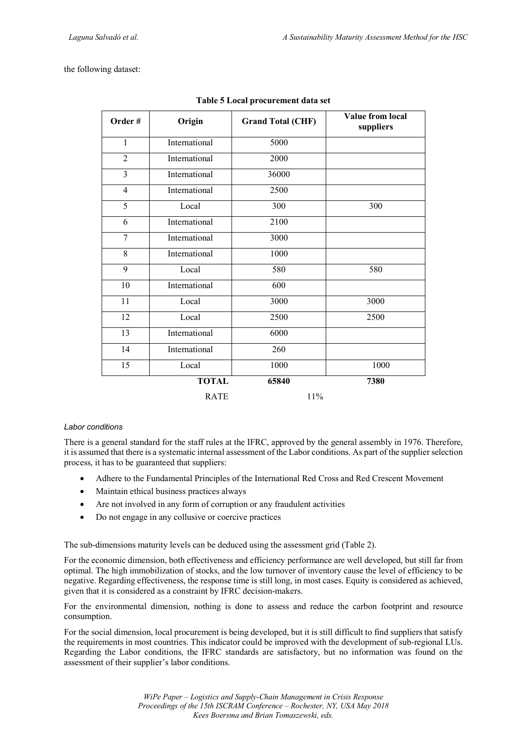the following dataset:

**Table 5 Local procurement data set**

| Order # | Origin | Grand Total (CHF) | Value from local suppliers |
|---|---|---|---|
| 1 | International | 5000 | |
| 2 | International | 2000 | |
| 3 | International | 36000 | |
| 4 | International | 2500 | |
| 5 | Local | 300 | 300 |
| 6 | International | 2100 | |
| 7 | International | 3000 | |
| 8 | International | 1000 | |
| 9 | Local | 580 | 580 |
| 10 | International | 600 | |
| 11 | Local | 3000 | 3000 |
| 12 | Local | 2500 | 2500 |
| 13 | International | 6000 | |
| 14 | International | 260 | |
| 15 | Local | 1000 | 1000 |
| | **TOTAL** | **65840** | **7380** |
| | RATE | 11% | |

*Labor conditions*

There is a general standard for the staff rules at the IFRC, approved by the general assembly in 1976. Therefore, it is assumed that there is a systematic internal assessment of the Labor conditions. As part of the supplier selection process, it has to be guaranteed that suppliers:

- Adhere to the Fundamental Principles of the International Red Cross and Red Crescent Movement
- Maintain ethical business practices always
- Are not involved in any form of corruption or any fraudulent activities
- Do not engage in any collusive or coercive practices

The sub-dimensions maturity levels can be deduced using the assessment grid (Table 2).

For the economic dimension, both effectiveness and efficiency performance are well developed, but still far from optimal. The high immobilization of stocks, and the low turnover of inventory cause the level of efficiency to be negative. Regarding effectiveness, the response time is still long, in most cases. Equity is considered as achieved, given that it is considered as a constraint by IFRC decision-makers.

For the environmental dimension, nothing is done to assess and reduce the carbon footprint and resource consumption.

For the social dimension, local procurement is being developed, but it is still difficult to find suppliers that satisfy the requirements in most countries. This indicator could be improved with the development of sub-regional LUs. Regarding the Labor conditions, the IFRC standards are satisfactory, but no information was found on the assessment of their supplier's labor conditions.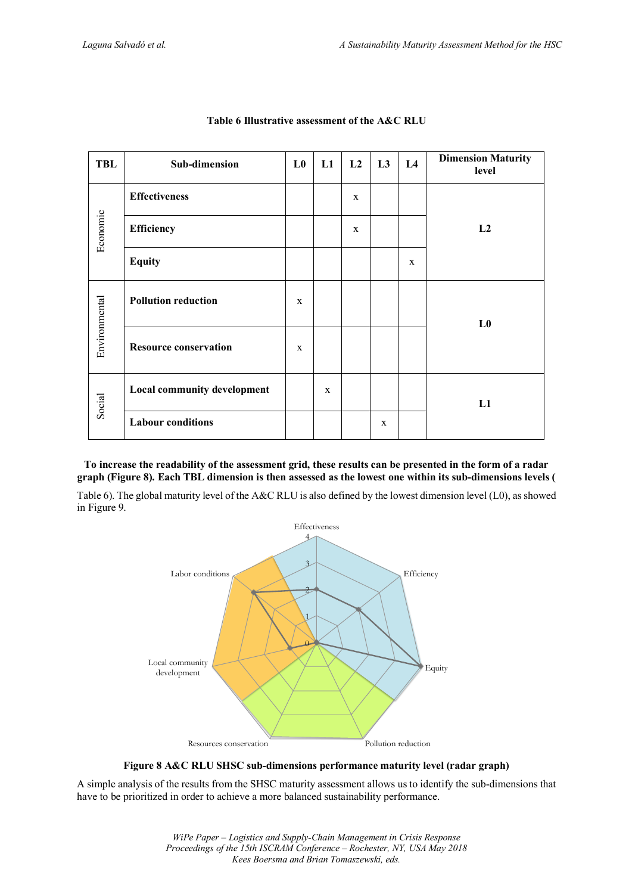**Table 6 Illustrative assessment of the A&C RLU**

| TBL | Sub-dimension | L0 | L1 | L2 | L3 | L4 | Dimension Maturity level |
|---|---|---|---|---|---|---|---|
| Economic | **Effectiveness** | | | x | | | L2 |
| | **Efficiency** | | | x | | | |
| | **Equity** | | | | | x | |
| Environmental | **Pollution reduction** | x | | | | | L0 |
| | **Resource conservation** | x | | | | | |
| Social | **Local community development** | | x | | | | L1 |
| | **Labour conditions** | | | | x | | |

**To increase the readability of the assessment grid, these results can be presented in the form of a radar graph (Figure 8). Each TBL dimension is then assessed as the lowest one within its sub-dimensions levels (**

Table 6). The global maturity level of the A&C RLU is also defined by the lowest dimension level (L0), as showed in Figure 9.

**Figure 8 A&C RLU SHSC sub-dimensions performance maturity level (radar graph)**

A simple analysis of the results from the SHSC maturity assessment allows us to identify the sub-dimensions that have to be prioritized in order to achieve a more balanced sustainability performance.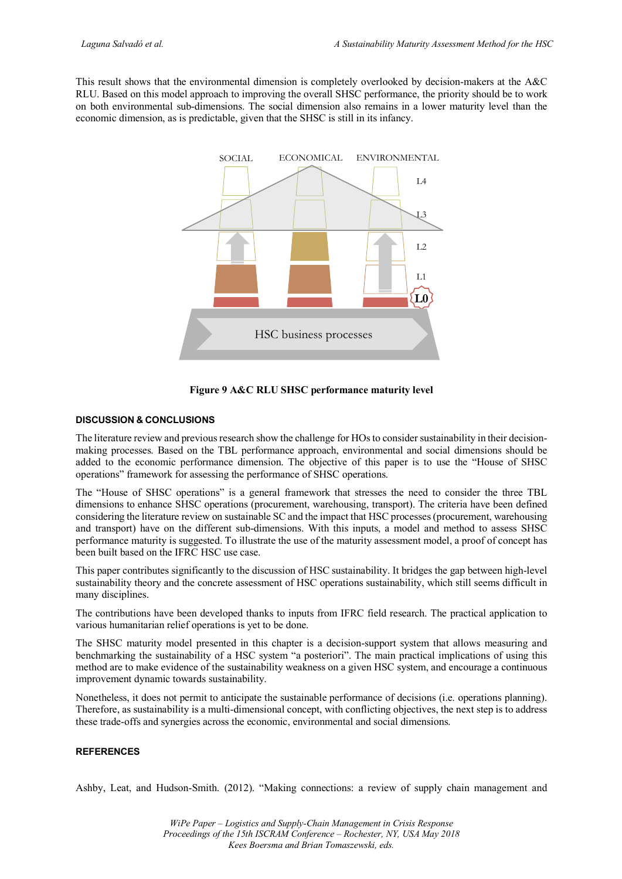This result shows that the environmental dimension is completely overlooked by decision-makers at the A&C RLU. Based on this model approach to improving the overall SHSC performance, the priority should be to work on both environmental sub-dimensions. The social dimension also remains in a lower maturity level than the economic dimension, as is predictable, given that the SHSC is still in its infancy.

**Figure 9 A&C RLU SHSC performance maturity level**

## DISCUSSION & CONCLUSIONS

The literature review and previous research show the challenge for HOs to consider sustainability in their decision-making processes. Based on the TBL performance approach, environmental and social dimensions should be added to the economic performance dimension. The objective of this paper is to use the "House of SHSC operations" framework for assessing the performance of SHSC operations.

The "House of SHSC operations" is a general framework that stresses the need to consider the three TBL dimensions to enhance SHSC operations (procurement, warehousing, transport). The criteria have been defined considering the literature review on sustainable SC and the impact that HSC processes (procurement, warehousing and transport) have on the different sub-dimensions. With this inputs, a model and method to assess SHSC performance maturity is suggested. To illustrate the use of the maturity assessment model, a proof of concept has been built based on the IFRC HSC use case.

This paper contributes significantly to the discussion of HSC sustainability. It bridges the gap between high-level sustainability theory and the concrete assessment of HSC operations sustainability, which still seems difficult in many disciplines.

The contributions have been developed thanks to inputs from IFRC field research. The practical application to various humanitarian relief operations is yet to be done.

The SHSC maturity model presented in this chapter is a decision-support system that allows measuring and benchmarking the sustainability of a HSC system "a posteriori". The main practical implications of using this method are to make evidence of the sustainability weakness on a given HSC system, and encourage a continuous improvement dynamic towards sustainability.

Nonetheless, it does not permit to anticipate the sustainable performance of decisions (i.e. operations planning). Therefore, as sustainability is a multi-dimensional concept, with conflicting objectives, the next step is to address these trade-offs and synergies across the economic, environmental and social dimensions.

## REFERENCES

Ashby, Leat, and Hudson-Smith. (2012). "Making connections: a review of supply chain management and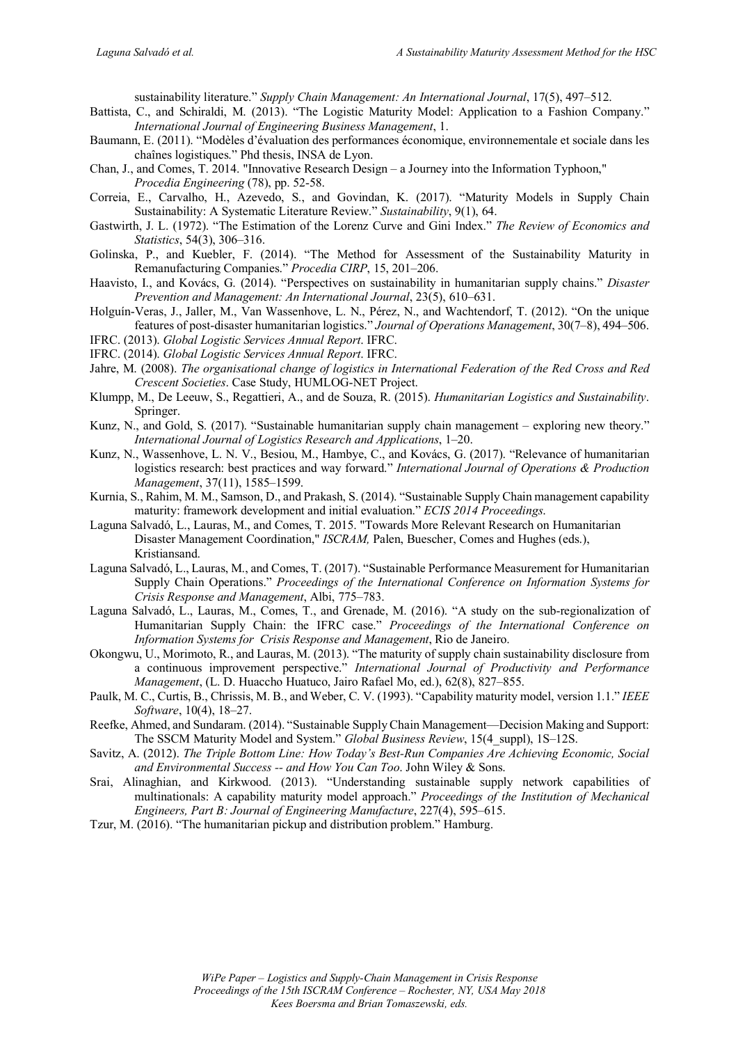sustainability literature." *Supply Chain Management: An International Journal*, 17(5), 497–512.

Battista, C., and Schiraldi, M. (2013). "The Logistic Maturity Model: Application to a Fashion Company." *International Journal of Engineering Business Management*, 1.

Baumann, E. (2011). "Modèles d'évaluation des performances économique, environnementale et sociale dans les chaînes logistiques." Phd thesis, INSA de Lyon.

Chan, J., and Comes, T. 2014. "Innovative Research Design – a Journey into the Information Typhoon," *Procedia Engineering* (78), pp. 52-58.

Correia, E., Carvalho, H., Azevedo, S., and Govindan, K. (2017). "Maturity Models in Supply Chain Sustainability: A Systematic Literature Review." *Sustainability*, 9(1), 64.

Gastwirth, J. L. (1972). "The Estimation of the Lorenz Curve and Gini Index." *The Review of Economics and Statistics*, 54(3), 306–316.

Golinska, P., and Kuebler, F. (2014). "The Method for Assessment of the Sustainability Maturity in Remanufacturing Companies." *Procedia CIRP*, 15, 201–206.

Haavisto, I., and Kovács, G. (2014). "Perspectives on sustainability in humanitarian supply chains." *Disaster Prevention and Management: An International Journal*, 23(5), 610–631.

Holguín-Veras, J., Jaller, M., Van Wassenhove, L. N., Pérez, N., and Wachtendorf, T. (2012). "On the unique features of post-disaster humanitarian logistics." *Journal of Operations Management*, 30(7–8), 494–506.

IFRC. (2013). *Global Logistic Services Annual Report*. IFRC.

IFRC. (2014). *Global Logistic Services Annual Report*. IFRC.

Jahre, M. (2008). *The organisational change of logistics in International Federation of the Red Cross and Red Crescent Societies*. Case Study, HUMLOG-NET Project.

Klumpp, M., De Leeuw, S., Regattieri, A., and de Souza, R. (2015). *Humanitarian Logistics and Sustainability*. Springer.

Kunz, N., and Gold, S. (2017). "Sustainable humanitarian supply chain management – exploring new theory." *International Journal of Logistics Research and Applications*, 1–20.

Kunz, N., Wassenhove, L. N. V., Besiou, M., Hambye, C., and Kovács, G. (2017). "Relevance of humanitarian logistics research: best practices and way forward." *International Journal of Operations & Production Management*, 37(11), 1585–1599.

Kurnia, S., Rahim, M. M., Samson, D., and Prakash, S. (2014). "Sustainable Supply Chain management capability maturity: framework development and initial evaluation." *ECIS 2014 Proceedings.*

Laguna Salvadó, L., Lauras, M., and Comes, T. 2015. "Towards More Relevant Research on Humanitarian Disaster Management Coordination," *ISCRAM,* Palen, Buescher, Comes and Hughes (eds.), Kristiansand.

Laguna Salvadó, L., Lauras, M., and Comes, T. (2017). "Sustainable Performance Measurement for Humanitarian Supply Chain Operations." *Proceedings of the International Conference on Information Systems for Crisis Response and Management*, Albi, 775–783.

Laguna Salvadó, L., Lauras, M., Comes, T., and Grenade, M. (2016). "A study on the sub-regionalization of Humanitarian Supply Chain: the IFRC case." *Proceedings of the International Conference on Information Systems for Crisis Response and Management*, Rio de Janeiro.

Okongwu, U., Morimoto, R., and Lauras, M. (2013). "The maturity of supply chain sustainability disclosure from a continuous improvement perspective." *International Journal of Productivity and Performance Management*, (L. D. Huaccho Huatuco, Jairo Rafael Mo, ed.), 62(8), 827–855.

Paulk, M. C., Curtis, B., Chrissis, M. B., and Weber, C. V. (1993). "Capability maturity model, version 1.1." *IEEE Software*, 10(4), 18–27.

Reefke, Ahmed, and Sundaram. (2014). "Sustainable Supply Chain Management—Decision Making and Support: The SSCM Maturity Model and System." *Global Business Review*, 15(4_suppl), 1S–12S.

Savitz, A. (2012). *The Triple Bottom Line: How Today's Best-Run Companies Are Achieving Economic, Social and Environmental Success -- and How You Can Too*. John Wiley & Sons.

Srai, Alinaghian, and Kirkwood. (2013). "Understanding supply network capabilities of multinationals: A capability maturity model approach." *Proceedings of the Institution of Mechanical Engineers, Part B: Journal of Engineering Manufacture*, 227(4), 595–615.

Tzur, M. (2016). "The humanitarian pickup and distribution problem." Hamburg.